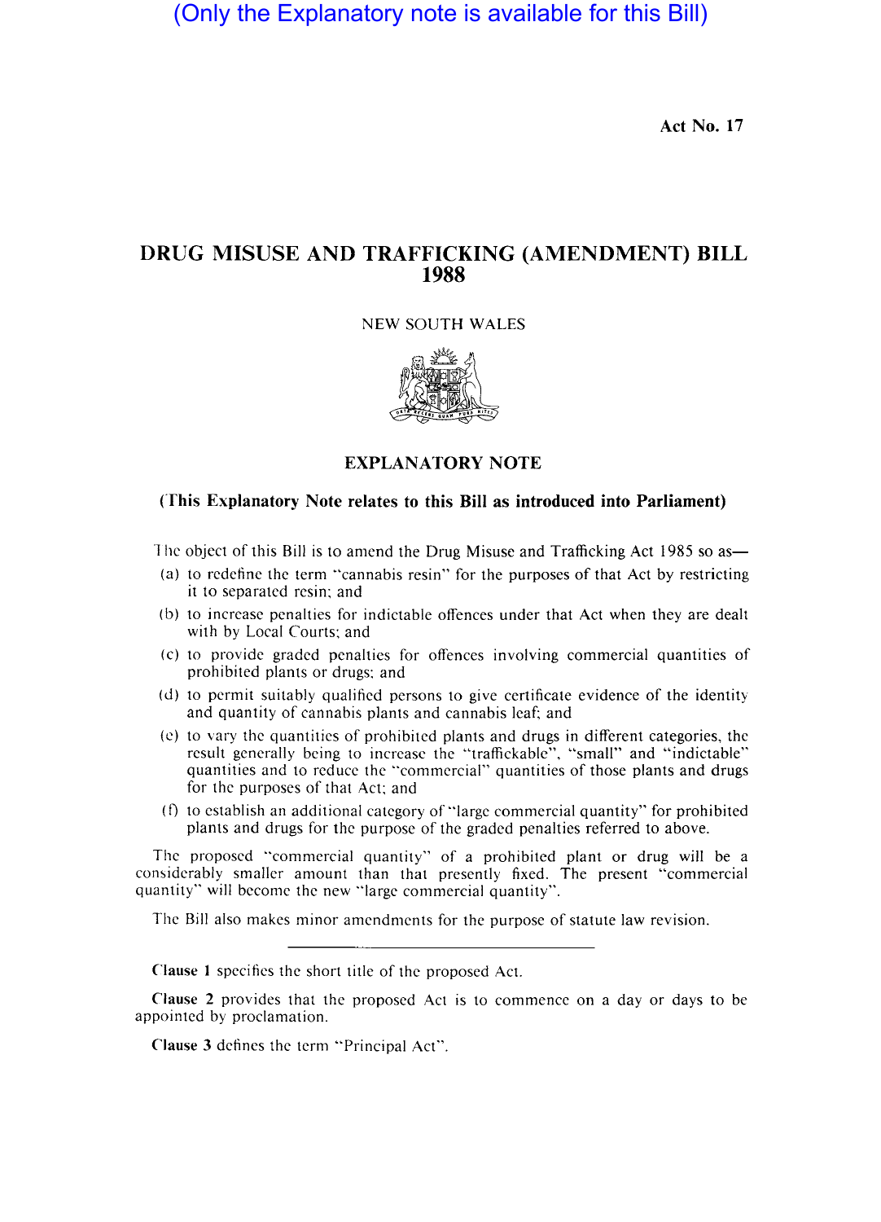(Only the Explanatory note is available for this Bill)

Act No. 17

# DRUG MISUSE AND TRAFFICKING (AMENDMENT) BILL 1988

NEW SOUTH WALES

## EXPLANATORY NOTE

**(This Explanatory Note relates to this Bill as introduced into Parliament)**

The object of this Bill is to amend the Drug Misuse and Trafficking Act 1985 so as—

(a) to redefine the term "cannabis resin" for the purposes of that Act by restricting it to separated resin; and

(b) to increase penalties for indictable offences under that Act when they are dealt with by Local Courts; and

(c) to provide graded penalties for offences involving commercial quantities of prohibited plants or drugs; and

(d) to permit suitably qualified persons to give certificate evidence of the identity and quantity of cannabis plants and cannabis leaf; and

(e) to vary the quantities of prohibited plants and drugs in different categories, the result generally being to increase the "traffickable", "small" and "indictable" quantities and to reduce the "commercial" quantities of those plants and drugs for the purposes of that Act; and

(f) to establish an additional category of "large commercial quantity" for prohibited plants and drugs for the purpose of the graded penalties referred to above.

The proposed "commercial quantity" of a prohibited plant or drug will be a considerably smaller amount than that presently fixed. The present "commercial quantity" will become the new "large commercial quantity".

The Bill also makes minor amendments for the purpose of statute law revision.

---

**Clause 1** specifies the short title of the proposed Act.

**Clause 2** provides that the proposed Act is to commence on a day or days to be appointed by proclamation.

**Clause 3** defines the term "Principal Act".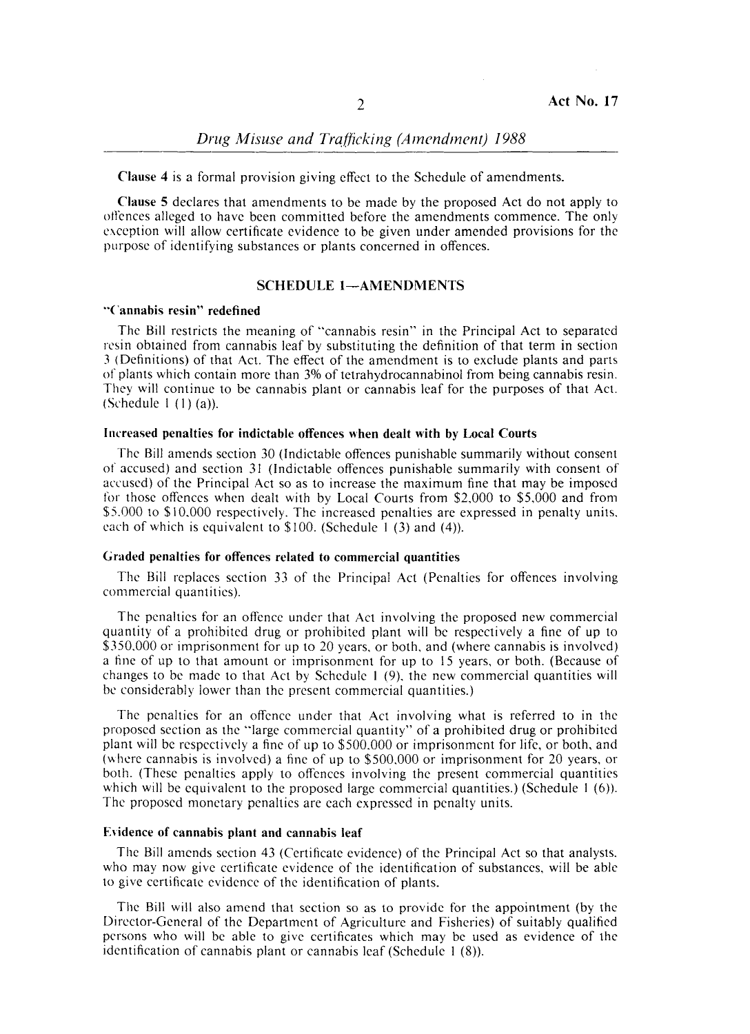Clause 4 is a formal provision giving effect to the Schedule of amendments.

Clause 5 declares that amendments to be made by the proposed Act do not apply to offences alleged to have been committed before the amendments commence. The only exception will allow certificate evidence to be given under amended provisions for the purpose of identifying substances or plants concerned in offences.

## SCHEDULE 1—AMENDMENTS

### "Cannabis resin" redefined

The Bill restricts the meaning of "cannabis resin" in the Principal Act to separated resin obtained from cannabis leaf by substituting the definition of that term in section 3 (Definitions) of that Act. The effect of the amendment is to exclude plants and parts of plants which contain more than 3% of tetrahydrocannabinol from being cannabis resin. They will continue to be cannabis plant or cannabis leaf for the purposes of that Act. (Schedule 1 (1) (a)).

### Increased penalties for indictable offences when dealt with by Local Courts

The Bill amends section 30 (Indictable offences punishable summarily without consent of accused) and section 31 (Indictable offences punishable summarily with consent of accused) of the Principal Act so as to increase the maximum fine that may be imposed for those offences when dealt with by Local Courts from $2,000 to $5,000 and from $5,000 to $10,000 respectively. The increased penalties are expressed in penalty units, each of which is equivalent to $100. (Schedule 1 (3) and (4)).

### Graded penalties for offences related to commercial quantities

The Bill replaces section 33 of the Principal Act (Penalties for offences involving commercial quantities).

The penalties for an offence under that Act involving the proposed new commercial quantity of a prohibited drug or prohibited plant will be respectively a fine of up to $350,000 or imprisonment for up to 20 years, or both, and (where cannabis is involved) a fine of up to that amount or imprisonment for up to 15 years, or both. (Because of changes to be made to that Act by Schedule 1 (9), the new commercial quantities will be considerably lower than the present commercial quantities.)

The penalties for an offence under that Act involving what is referred to in the proposed section as the "large commercial quantity" of a prohibited drug or prohibited plant will be respectively a fine of up to $500,000 or imprisonment for life, or both, and (where cannabis is involved) a fine of up to $500,000 or imprisonment for 20 years, or both. (These penalties apply to offences involving the present commercial quantities which will be equivalent to the proposed large commercial quantities.) (Schedule 1 (6)). The proposed monetary penalties are each expressed in penalty units.

### Evidence of cannabis plant and cannabis leaf

The Bill amends section 43 (Certificate evidence) of the Principal Act so that analysts, who may now give certificate evidence of the identification of substances, will be able to give certificate evidence of the identification of plants.

The Bill will also amend that section so as to provide for the appointment (by the Director-General of the Department of Agriculture and Fisheries) of suitably qualified persons who will be able to give certificates which may be used as evidence of the identification of cannabis plant or cannabis leaf (Schedule 1 (8)).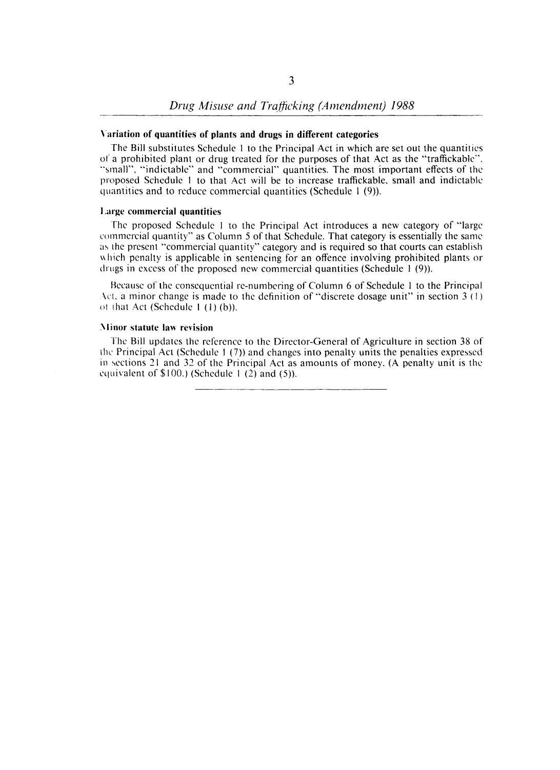**Variation of quantities of plants and drugs in different categories**

The Bill substitutes Schedule 1 to the Principal Act in which are set out the quantities of a prohibited plant or drug treated for the purposes of that Act as the "traffickable", "small", "indictable" and "commercial" quantities. The most important effects of the proposed Schedule 1 to that Act will be to increase traffickable, small and indictable quantities and to reduce commercial quantities (Schedule 1 (9)).

**Large commercial quantities**

The proposed Schedule 1 to the Principal Act introduces a new category of "large commercial quantity" as Column 5 of that Schedule. That category is essentially the same as the present "commercial quantity" category and is required so that courts can establish which penalty is applicable in sentencing for an offence involving prohibited plants or drugs in excess of the proposed new commercial quantities (Schedule 1 (9)).

Because of the consequential re-numbering of Column 6 of Schedule 1 to the Principal Act, a minor change is made to the definition of "discrete dosage unit" in section 3 (1) of that Act (Schedule 1 (1) (b)).

**Minor statute law revision**

The Bill updates the reference to the Director-General of Agriculture in section 38 of the Principal Act (Schedule 1 (7)) and changes into penalty units the penalties expressed in sections 21 and 32 of the Principal Act as amounts of money. (A penalty unit is the equivalent of $100.) (Schedule 1 (2) and (5)).